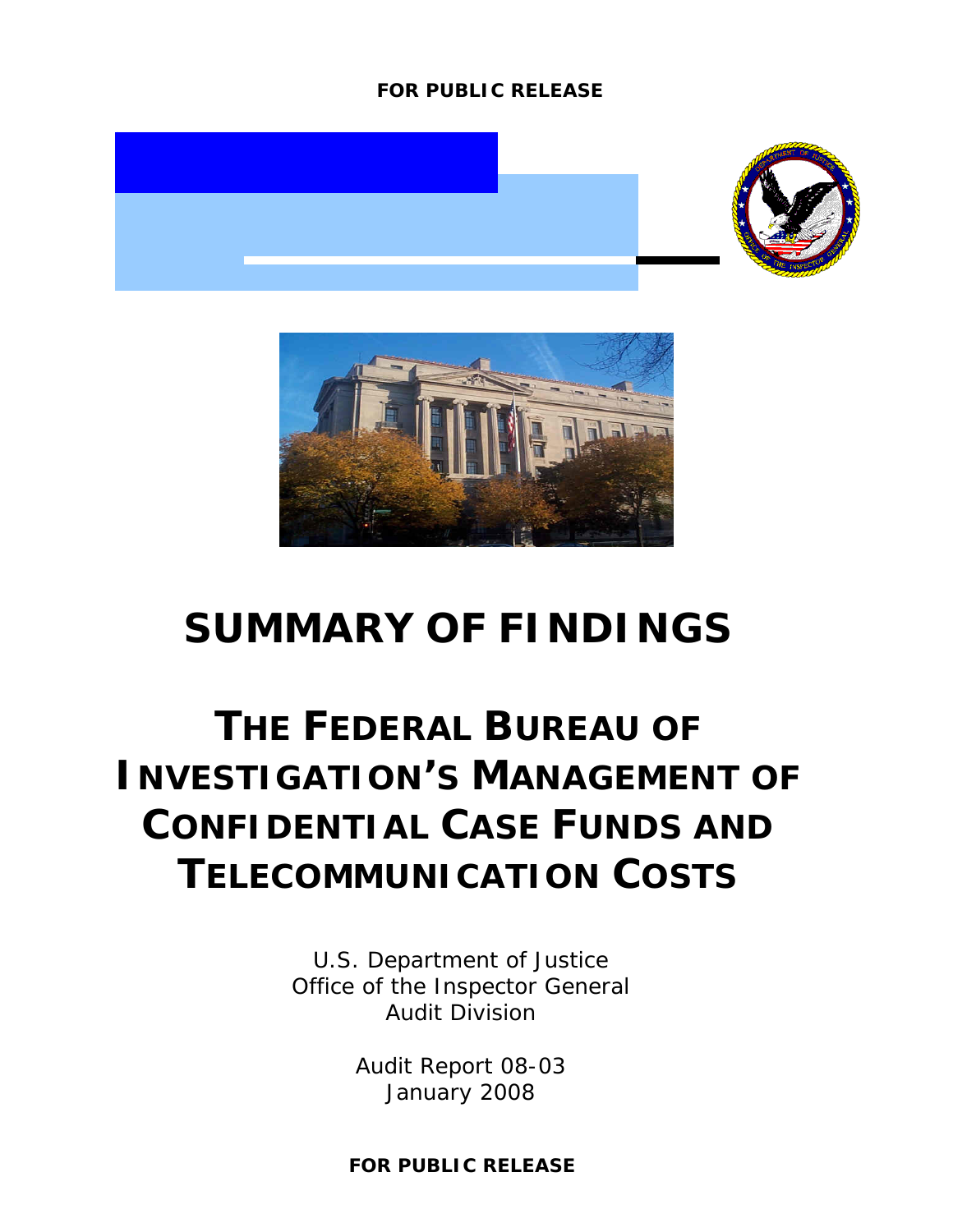FOR PUBLIC RELEASE

# SUMMARY OF FINDINGS

# THE FEDERAL BUREAU OF INVESTIGATION'S MANAGEMENT OF CONFIDENTIAL CASE FUNDS AND TELECOMMUNICATION COSTS

U.S. Department of Justice
Office of the Inspector General
Audit Division

Audit Report 08-03
January 2008

FOR PUBLIC RELEASE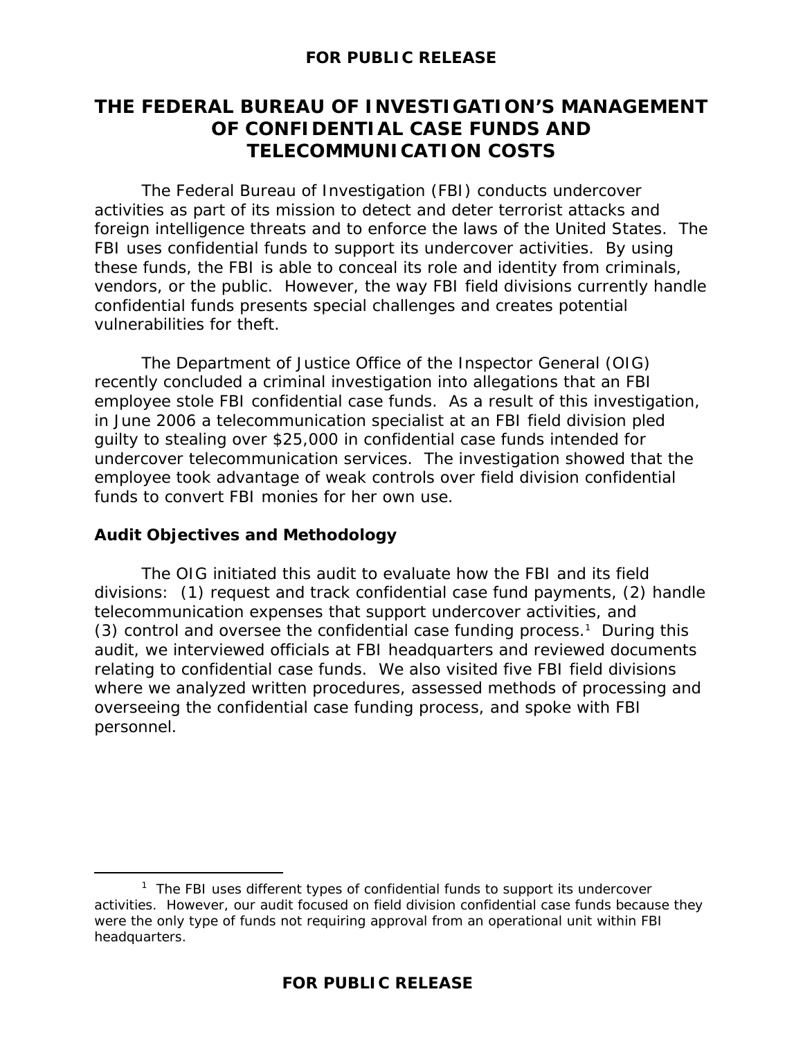# THE FEDERAL BUREAU OF INVESTIGATION'S MANAGEMENT OF CONFIDENTIAL CASE FUNDS AND TELECOMMUNICATION COSTS

The Federal Bureau of Investigation (FBI) conducts undercover activities as part of its mission to detect and deter terrorist attacks and foreign intelligence threats and to enforce the laws of the United States. The FBI uses confidential funds to support its undercover activities. By using these funds, the FBI is able to conceal its role and identity from criminals, vendors, or the public. However, the way FBI field divisions currently handle confidential funds presents special challenges and creates potential vulnerabilities for theft.

The Department of Justice Office of the Inspector General (OIG) recently concluded a criminal investigation into allegations that an FBI employee stole FBI confidential case funds. As a result of this investigation, in June 2006 a telecommunication specialist at an FBI field division pled guilty to stealing over $25,000 in confidential case funds intended for undercover telecommunication services. The investigation showed that the employee took advantage of weak controls over field division confidential funds to convert FBI monies for her own use.

## Audit Objectives and Methodology

The OIG initiated this audit to evaluate how the FBI and its field divisions: (1) request and track confidential case fund payments, (2) handle telecommunication expenses that support undercover activities, and (3) control and oversee the confidential case funding process.[1] During this audit, we interviewed officials at FBI headquarters and reviewed documents relating to confidential case funds. We also visited five FBI field divisions where we analyzed written procedures, assessed methods of processing and overseeing the confidential case funding process, and spoke with FBI personnel.

[1] The FBI uses different types of confidential funds to support its undercover activities. However, our audit focused on field division confidential case funds because they were the only type of funds not requiring approval from an operational unit within FBI headquarters.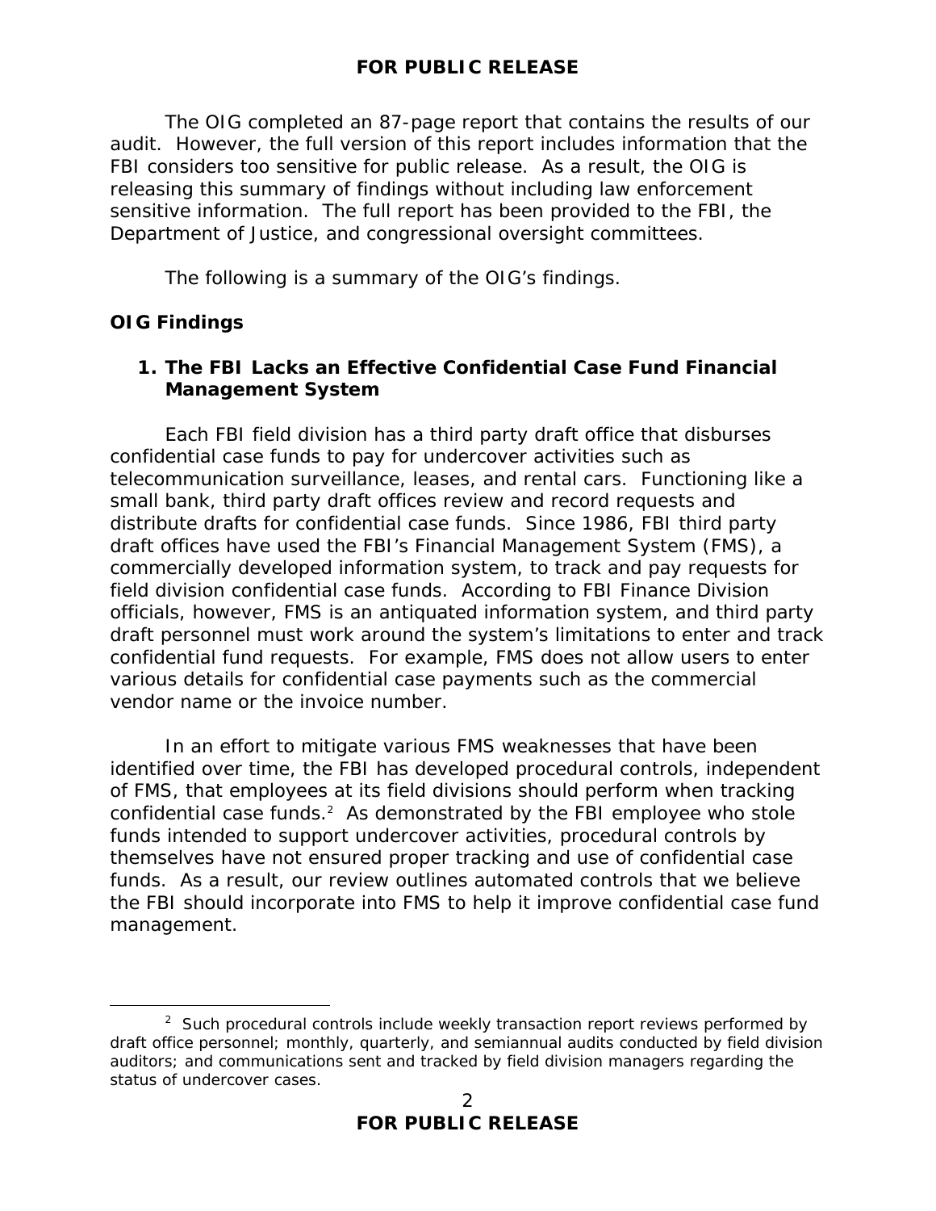The OIG completed an 87-page report that contains the results of our audit. However, the full version of this report includes information that the FBI considers too sensitive for public release. As a result, the OIG is releasing this summary of findings without including law enforcement sensitive information. The full report has been provided to the FBI, the Department of Justice, and congressional oversight committees.

The following is a summary of the OIG's findings.

## OIG Findings

### 1. The FBI Lacks an Effective Confidential Case Fund Financial Management System

Each FBI field division has a third party draft office that disburses confidential case funds to pay for undercover activities such as telecommunication surveillance, leases, and rental cars. Functioning like a small bank, third party draft offices review and record requests and distribute drafts for confidential case funds. Since 1986, FBI third party draft offices have used the FBI's Financial Management System (FMS), a commercially developed information system, to track and pay requests for field division confidential case funds. According to FBI Finance Division officials, however, FMS is an antiquated information system, and third party draft personnel must work around the system's limitations to enter and track confidential fund requests. For example, FMS does not allow users to enter various details for confidential case payments such as the commercial vendor name or the invoice number.

In an effort to mitigate various FMS weaknesses that have been identified over time, the FBI has developed procedural controls, independent of FMS, that employees at its field divisions should perform when tracking confidential case funds.[2] As demonstrated by the FBI employee who stole funds intended to support undercover activities, procedural controls by themselves have not ensured proper tracking and use of confidential case funds. As a result, our review outlines automated controls that we believe the FBI should incorporate into FMS to help it improve confidential case fund management.

---

[2] Such procedural controls include weekly transaction report reviews performed by draft office personnel; monthly, quarterly, and semiannual audits conducted by field division auditors; and communications sent and tracked by field division managers regarding the status of undercover cases.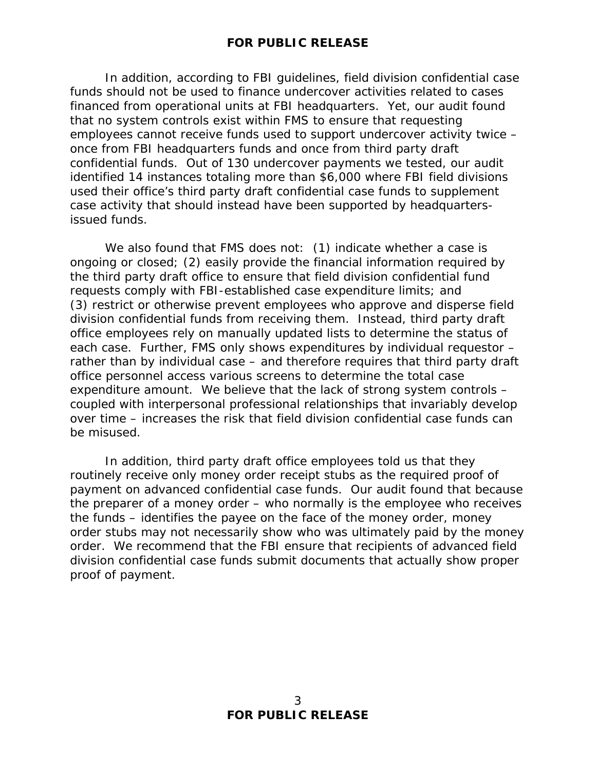In addition, according to FBI guidelines, field division confidential case funds should not be used to finance undercover activities related to cases financed from operational units at FBI headquarters. Yet, our audit found that no system controls exist within FMS to ensure that requesting employees cannot receive funds used to support undercover activity twice – once from FBI headquarters funds and once from third party draft confidential funds. Out of 130 undercover payments we tested, our audit identified 14 instances totaling more than $6,000 where FBI field divisions used their office's third party draft confidential case funds to supplement case activity that should instead have been supported by headquarters-issued funds.

We also found that FMS does not: (1) indicate whether a case is ongoing or closed; (2) easily provide the financial information required by the third party draft office to ensure that field division confidential fund requests comply with FBI-established case expenditure limits; and (3) restrict or otherwise prevent employees who approve and disperse field division confidential funds from receiving them. Instead, third party draft office employees rely on manually updated lists to determine the status of each case. Further, FMS only shows expenditures by individual requestor – rather than by individual case – and therefore requires that third party draft office personnel access various screens to determine the total case expenditure amount. We believe that the lack of strong system controls – coupled with interpersonal professional relationships that invariably develop over time – increases the risk that field division confidential case funds can be misused.

In addition, third party draft office employees told us that they routinely receive only money order receipt stubs as the required proof of payment on advanced confidential case funds. Our audit found that because the preparer of a money order – who normally is the employee who receives the funds – identifies the payee on the face of the money order, money order stubs may not necessarily show who was ultimately paid by the money order. We recommend that the FBI ensure that recipients of advanced field division confidential case funds submit documents that actually show proper proof of payment.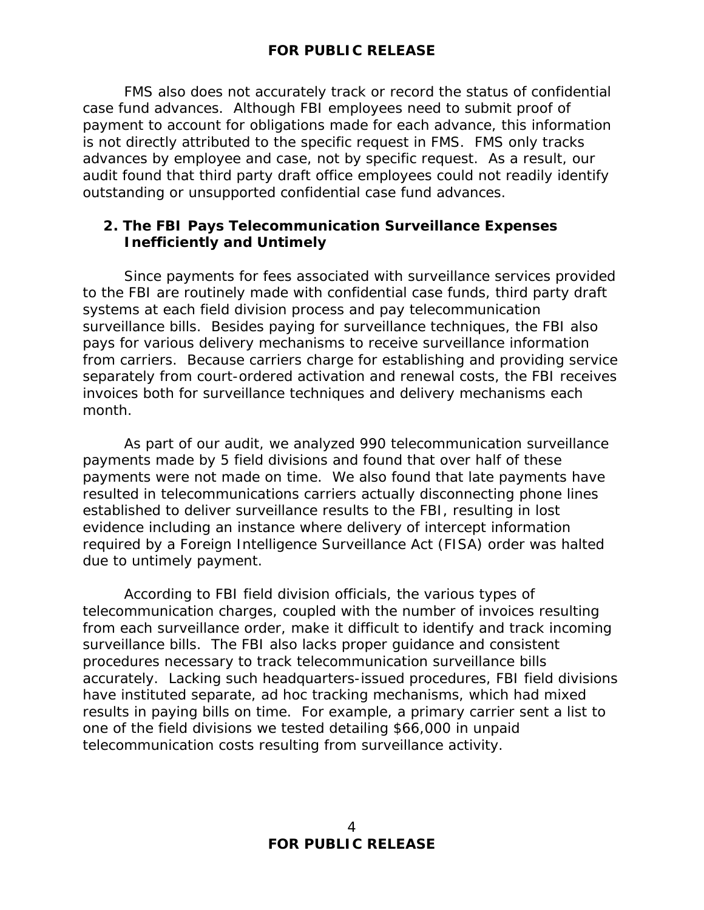FMS also does not accurately track or record the status of confidential case fund advances. Although FBI employees need to submit proof of payment to account for obligations made for each advance, this information is not directly attributed to the specific request in FMS. FMS only tracks advances by employee and case, not by specific request. As a result, our audit found that third party draft office employees could not readily identify outstanding or unsupported confidential case fund advances.

### 2. The FBI Pays Telecommunication Surveillance Expenses Inefficiently and Untimely

Since payments for fees associated with surveillance services provided to the FBI are routinely made with confidential case funds, third party draft systems at each field division process and pay telecommunication surveillance bills. Besides paying for surveillance techniques, the FBI also pays for various delivery mechanisms to receive surveillance information from carriers. Because carriers charge for establishing and providing service separately from court-ordered activation and renewal costs, the FBI receives invoices both for surveillance techniques and delivery mechanisms each month.

As part of our audit, we analyzed 990 telecommunication surveillance payments made by 5 field divisions and found that over half of these payments were not made on time. We also found that late payments have resulted in telecommunications carriers actually disconnecting phone lines established to deliver surveillance results to the FBI, resulting in lost evidence including an instance where delivery of intercept information required by a Foreign Intelligence Surveillance Act (FISA) order was halted due to untimely payment.

According to FBI field division officials, the various types of telecommunication charges, coupled with the number of invoices resulting from each surveillance order, make it difficult to identify and track incoming surveillance bills. The FBI also lacks proper guidance and consistent procedures necessary to track telecommunication surveillance bills accurately. Lacking such headquarters-issued procedures, FBI field divisions have instituted separate, ad hoc tracking mechanisms, which had mixed results in paying bills on time. For example, a primary carrier sent a list to one of the field divisions we tested detailing $66,000 in unpaid telecommunication costs resulting from surveillance activity.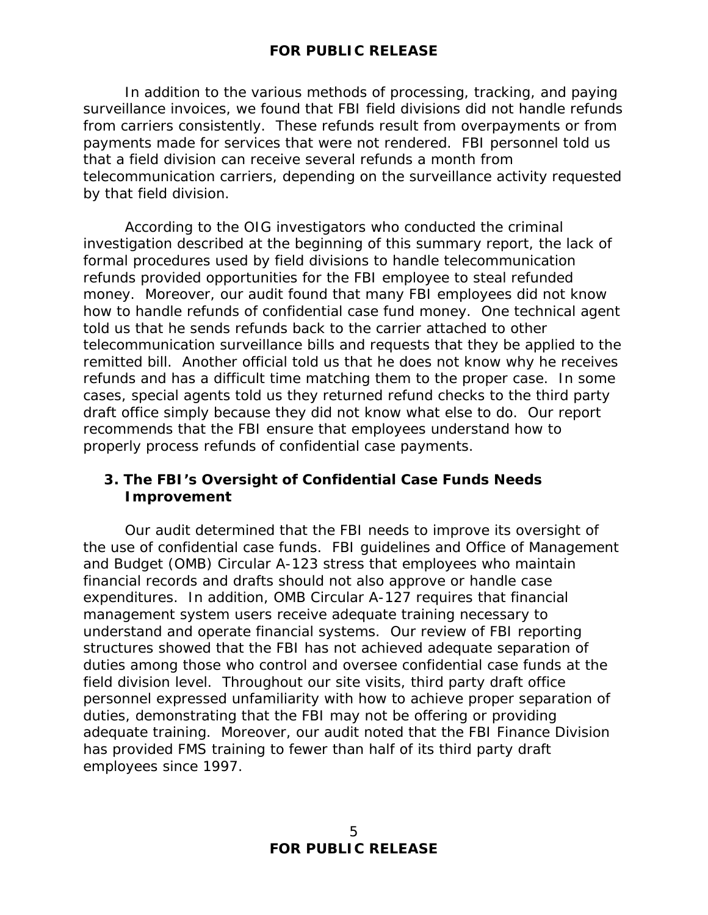In addition to the various methods of processing, tracking, and paying surveillance invoices, we found that FBI field divisions did not handle refunds from carriers consistently. These refunds result from overpayments or from payments made for services that were not rendered. FBI personnel told us that a field division can receive several refunds a month from telecommunication carriers, depending on the surveillance activity requested by that field division.

According to the OIG investigators who conducted the criminal investigation described at the beginning of this summary report, the lack of formal procedures used by field divisions to handle telecommunication refunds provided opportunities for the FBI employee to steal refunded money. Moreover, our audit found that many FBI employees did not know how to handle refunds of confidential case fund money. One technical agent told us that he sends refunds back to the carrier attached to other telecommunication surveillance bills and requests that they be applied to the remitted bill. Another official told us that he does not know why he receives refunds and has a difficult time matching them to the proper case. In some cases, special agents told us they returned refund checks to the third party draft office simply because they did not know what else to do. Our report recommends that the FBI ensure that employees understand how to properly process refunds of confidential case payments.

### 3. The FBI's Oversight of Confidential Case Funds Needs Improvement

Our audit determined that the FBI needs to improve its oversight of the use of confidential case funds. FBI guidelines and Office of Management and Budget (OMB) Circular A-123 stress that employees who maintain financial records and drafts should not also approve or handle case expenditures. In addition, OMB Circular A-127 requires that financial management system users receive adequate training necessary to understand and operate financial systems. Our review of FBI reporting structures showed that the FBI has not achieved adequate separation of duties among those who control and oversee confidential case funds at the field division level. Throughout our site visits, third party draft office personnel expressed unfamiliarity with how to achieve proper separation of duties, demonstrating that the FBI may not be offering or providing adequate training. Moreover, our audit noted that the FBI Finance Division has provided FMS training to fewer than half of its third party draft employees since 1997.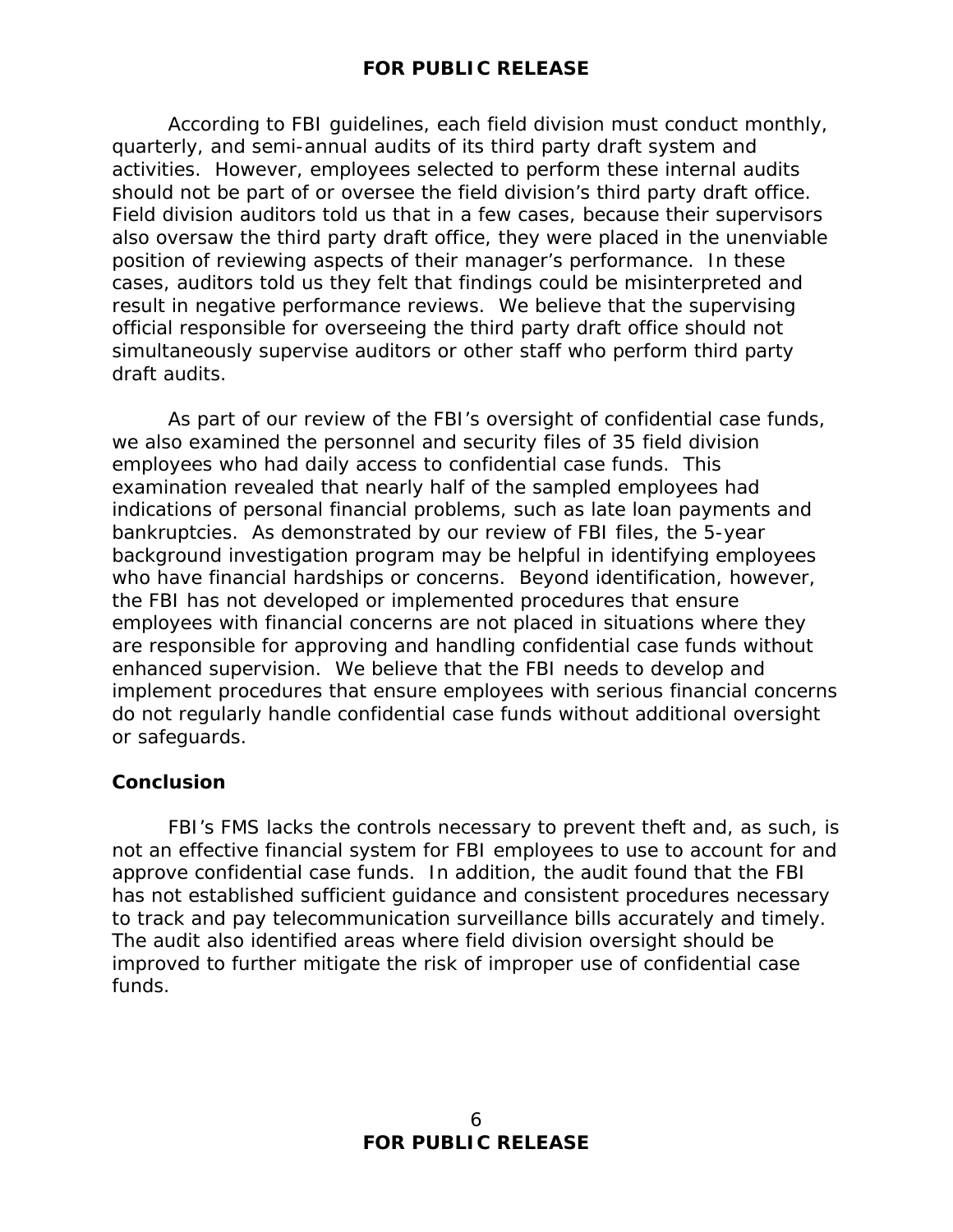According to FBI guidelines, each field division must conduct monthly, quarterly, and semi-annual audits of its third party draft system and activities. However, employees selected to perform these internal audits should not be part of or oversee the field division's third party draft office. Field division auditors told us that in a few cases, because their supervisors also oversaw the third party draft office, they were placed in the unenviable position of reviewing aspects of their manager's performance. In these cases, auditors told us they felt that findings could be misinterpreted and result in negative performance reviews. We believe that the supervising official responsible for overseeing the third party draft office should not simultaneously supervise auditors or other staff who perform third party draft audits.

As part of our review of the FBI's oversight of confidential case funds, we also examined the personnel and security files of 35 field division employees who had daily access to confidential case funds. This examination revealed that nearly half of the sampled employees had indications of personal financial problems, such as late loan payments and bankruptcies. As demonstrated by our review of FBI files, the 5-year background investigation program may be helpful in identifying employees who have financial hardships or concerns. Beyond identification, however, the FBI has not developed or implemented procedures that ensure employees with financial concerns are not placed in situations where they are responsible for approving and handling confidential case funds without enhanced supervision. We believe that the FBI needs to develop and implement procedures that ensure employees with serious financial concerns do not regularly handle confidential case funds without additional oversight or safeguards.

## Conclusion

FBI's FMS lacks the controls necessary to prevent theft and, as such, is not an effective financial system for FBI employees to use to account for and approve confidential case funds. In addition, the audit found that the FBI has not established sufficient guidance and consistent procedures necessary to track and pay telecommunication surveillance bills accurately and timely. The audit also identified areas where field division oversight should be improved to further mitigate the risk of improper use of confidential case funds.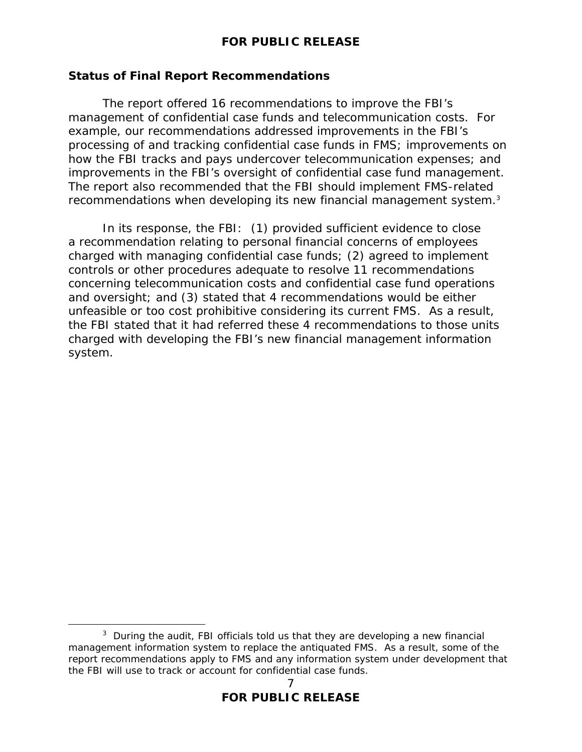## Status of Final Report Recommendations

The report offered 16 recommendations to improve the FBI's management of confidential case funds and telecommunication costs. For example, our recommendations addressed improvements in the FBI's processing of and tracking confidential case funds in FMS; improvements on how the FBI tracks and pays undercover telecommunication expenses; and improvements in the FBI's oversight of confidential case fund management. The report also recommended that the FBI should implement FMS-related recommendations when developing its new financial management system.[3]

In its response, the FBI: (1) provided sufficient evidence to close a recommendation relating to personal financial concerns of employees charged with managing confidential case funds; (2) agreed to implement controls or other procedures adequate to resolve 11 recommendations concerning telecommunication costs and confidential case fund operations and oversight; and (3) stated that 4 recommendations would be either unfeasible or too cost prohibitive considering its current FMS. As a result, the FBI stated that it had referred these 4 recommendations to those units charged with developing the FBI's new financial management information system.

[3] During the audit, FBI officials told us that they are developing a new financial management information system to replace the antiquated FMS. As a result, some of the report recommendations apply to FMS and any information system under development that the FBI will use to track or account for confidential case funds.